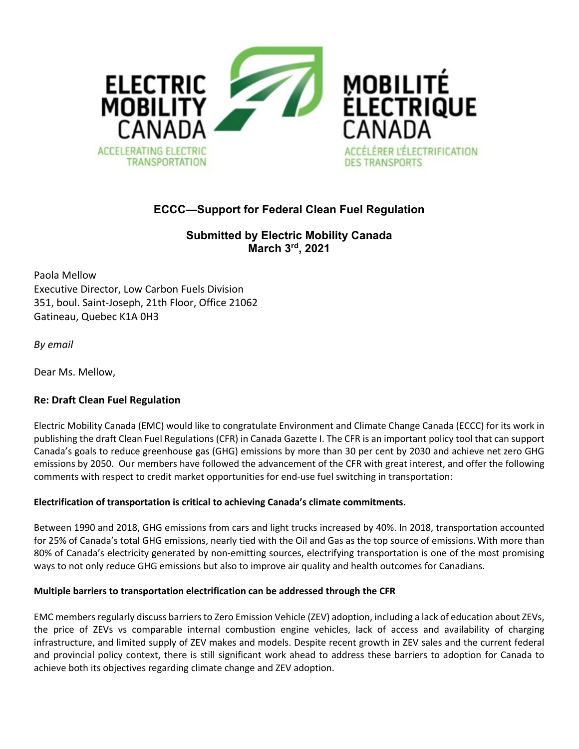ELECTRIC MOBILITY CANADA
ACCELERATING ELECTRIC TRANSPORTATION

MOBILITÉ ÉLECTRIQUE CANADA
ACCÉLÉRER L'ÉLECTRIFICATION DES TRANSPORTS

## ECCC—Support for Federal Clean Fuel Regulation

**Submitted by Electric Mobility Canada**
**March 3rd, 2021**

Paola Mellow
Executive Director, Low Carbon Fuels Division
351, boul. Saint-Joseph, 21th Floor, Office 21062
Gatineau, Quebec K1A 0H3

*By email*

Dear Ms. Mellow,

**Re: Draft Clean Fuel Regulation**

Electric Mobility Canada (EMC) would like to congratulate Environment and Climate Change Canada (ECCC) for its work in publishing the draft Clean Fuel Regulations (CFR) in Canada Gazette I. The CFR is an important policy tool that can support Canada's goals to reduce greenhouse gas (GHG) emissions by more than 30 per cent by 2030 and achieve net zero GHG emissions by 2050. Our members have followed the advancement of the CFR with great interest, and offer the following comments with respect to credit market opportunities for end-use fuel switching in transportation:

**Electrification of transportation is critical to achieving Canada's climate commitments.**

Between 1990 and 2018, GHG emissions from cars and light trucks increased by 40%. In 2018, transportation accounted for 25% of Canada's total GHG emissions, nearly tied with the Oil and Gas as the top source of emissions. With more than 80% of Canada's electricity generated by non-emitting sources, electrifying transportation is one of the most promising ways to not only reduce GHG emissions but also to improve air quality and health outcomes for Canadians.

**Multiple barriers to transportation electrification can be addressed through the CFR**

EMC members regularly discuss barriers to Zero Emission Vehicle (ZEV) adoption, including a lack of education about ZEVs, the price of ZEVs vs comparable internal combustion engine vehicles, lack of access and availability of charging infrastructure, and limited supply of ZEV makes and models. Despite recent growth in ZEV sales and the current federal and provincial policy context, there is still significant work ahead to address these barriers to adoption for Canada to achieve both its objectives regarding climate change and ZEV adoption.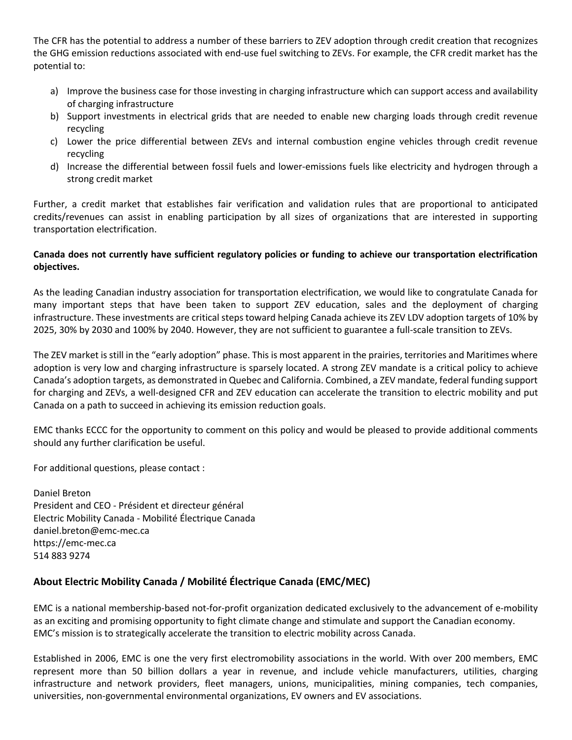The CFR has the potential to address a number of these barriers to ZEV adoption through credit creation that recognizes the GHG emission reductions associated with end-use fuel switching to ZEVs. For example, the CFR credit market has the potential to:

a) Improve the business case for those investing in charging infrastructure which can support access and availability of charging infrastructure
b) Support investments in electrical grids that are needed to enable new charging loads through credit revenue recycling
c) Lower the price differential between ZEVs and internal combustion engine vehicles through credit revenue recycling
d) Increase the differential between fossil fuels and lower-emissions fuels like electricity and hydrogen through a strong credit market

Further, a credit market that establishes fair verification and validation rules that are proportional to anticipated credits/revenues can assist in enabling participation by all sizes of organizations that are interested in supporting transportation electrification.

**Canada does not currently have sufficient regulatory policies or funding to achieve our transportation electrification objectives.**

As the leading Canadian industry association for transportation electrification, we would like to congratulate Canada for many important steps that have been taken to support ZEV education, sales and the deployment of charging infrastructure. These investments are critical steps toward helping Canada achieve its ZEV LDV adoption targets of 10% by 2025, 30% by 2030 and 100% by 2040. However, they are not sufficient to guarantee a full-scale transition to ZEVs.

The ZEV market is still in the “early adoption” phase. This is most apparent in the prairies, territories and Maritimes where adoption is very low and charging infrastructure is sparsely located. A strong ZEV mandate is a critical policy to achieve Canada’s adoption targets, as demonstrated in Quebec and California. Combined, a ZEV mandate, federal funding support for charging and ZEVs, a well-designed CFR and ZEV education can accelerate the transition to electric mobility and put Canada on a path to succeed in achieving its emission reduction goals.

EMC thanks ECCC for the opportunity to comment on this policy and would be pleased to provide additional comments should any further clarification be useful.

For additional questions, please contact :

Daniel Breton
President and CEO - Président et directeur général
Electric Mobility Canada - Mobilité Électrique Canada
daniel.breton@emc-mec.ca
https://emc-mec.ca
514 883 9274

## About Electric Mobility Canada / Mobilité Électrique Canada (EMC/MEC)

EMC is a national membership-based not-for-profit organization dedicated exclusively to the advancement of e-mobility as an exciting and promising opportunity to fight climate change and stimulate and support the Canadian economy. EMC’s mission is to strategically accelerate the transition to electric mobility across Canada.

Established in 2006, EMC is one the very first electromobility associations in the world. With over 200 members, EMC represent more than 50 billion dollars a year in revenue, and include vehicle manufacturers, utilities, charging infrastructure and network providers, fleet managers, unions, municipalities, mining companies, tech companies, universities, non-governmental environmental organizations, EV owners and EV associations.